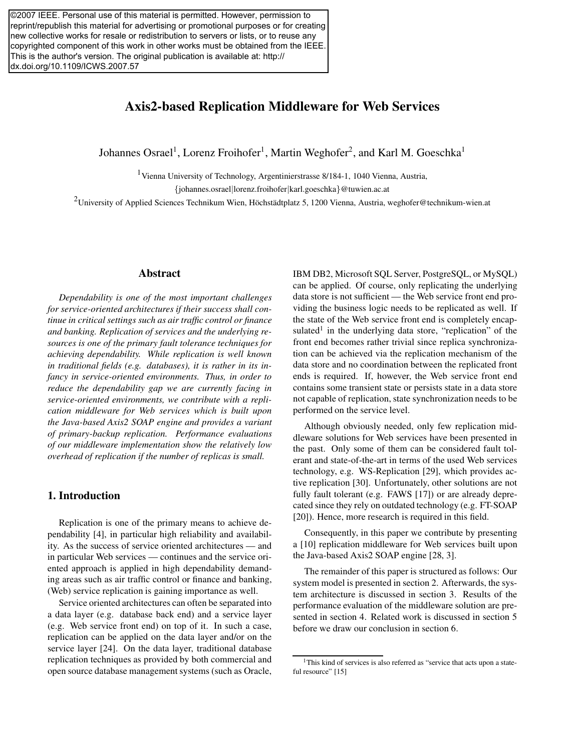©2007 IEEE. Personal use of this material is permitted. However, permission to reprint/republish this material for advertising or promotional purposes or for creating new collective works for resale or redistribution to servers or lists, or to reuse any copyrighted component of this work in other works must be obtained from the IEEE. This is the author's version. The original publication is available at: http://dx.doi.org/10.1109/ICWS.2007.57

# Axis2-based Replication Middleware for Web Services

Johannes Osrael[1], Lorenz Froihofer[1], Martin Weghofer[2], and Karl M. Goeschka[1]

[1]Vienna University of Technology, Argentinierstrasse 8/184-1, 1040 Vienna, Austria,
{johannes.osrael|lorenz.froihofer|karl.goeschka}@tuwien.ac.at

[2]University of Applied Sciences Technikum Wien, Höchstädtplatz 5, 1200 Vienna, Austria, weghofer@technikum-wien.at

## Abstract

*Dependability is one of the most important challenges for service-oriented architectures if their success shall continue in critical settings such as air traffic control or finance and banking. Replication of services and the underlying resources is one of the primary fault tolerance techniques for achieving dependability. While replication is well known in traditional fields (e.g. databases), it is rather in its infancy in service-oriented environments. Thus, in order to reduce the dependability gap we are currently facing in service-oriented environments, we contribute with a replication middleware for Web services which is built upon the Java-based Axis2 SOAP engine and provides a variant of primary-backup replication. Performance evaluations of our middleware implementation show the relatively low overhead of replication if the number of replicas is small.*

## 1. Introduction

Replication is one of the primary means to achieve dependability [4], in particular high reliability and availability. As the success of service oriented architectures — and in particular Web services — continues and the service oriented approach is applied in high dependability demanding areas such as air traffic control or finance and banking, (Web) service replication is gaining importance as well.

Service oriented architectures can often be separated into a data layer (e.g. database back end) and a service layer (e.g. Web service front end) on top of it. In such a case, replication can be applied on the data layer and/or on the service layer [24]. On the data layer, traditional database replication techniques as provided by both commercial and open source database management systems (such as Oracle, IBM DB2, Microsoft SQL Server, PostgreSQL, or MySQL) can be applied. Of course, only replicating the underlying data store is not sufficient — the Web service front end providing the business logic needs to be replicated as well. If the state of the Web service front end is completely encapsulated[1] in the underlying data store, "replication" of the front end becomes rather trivial since replica synchronization can be achieved via the replication mechanism of the data store and no coordination between the replicated front ends is required. If, however, the Web service front end contains some transient state or persists state in a data store not capable of replication, state synchronization needs to be performed on the service level.

Although obviously needed, only few replication middleware solutions for Web services have been presented in the past. Only some of them can be considered fault tolerant and state-of-the-art in terms of the used Web services technology, e.g. WS-Replication [29], which provides active replication [30]. Unfortunately, other solutions are not fully fault tolerant (e.g. FAWS [17]) or are already deprecated since they rely on outdated technology (e.g. FT-SOAP [20]). Hence, more research is required in this field.

Consequently, in this paper we contribute by presenting a [10] replication middleware for Web services built upon the Java-based Axis2 SOAP engine [28, 3].

The remainder of this paper is structured as follows: Our system model is presented in section 2. Afterwards, the system architecture is discussed in section 3. Results of the performance evaluation of the middleware solution are presented in section 4. Related work is discussed in section 5 before we draw our conclusion in section 6.

[1]This kind of services is also referred as "service that acts upon a stateful resource" [15]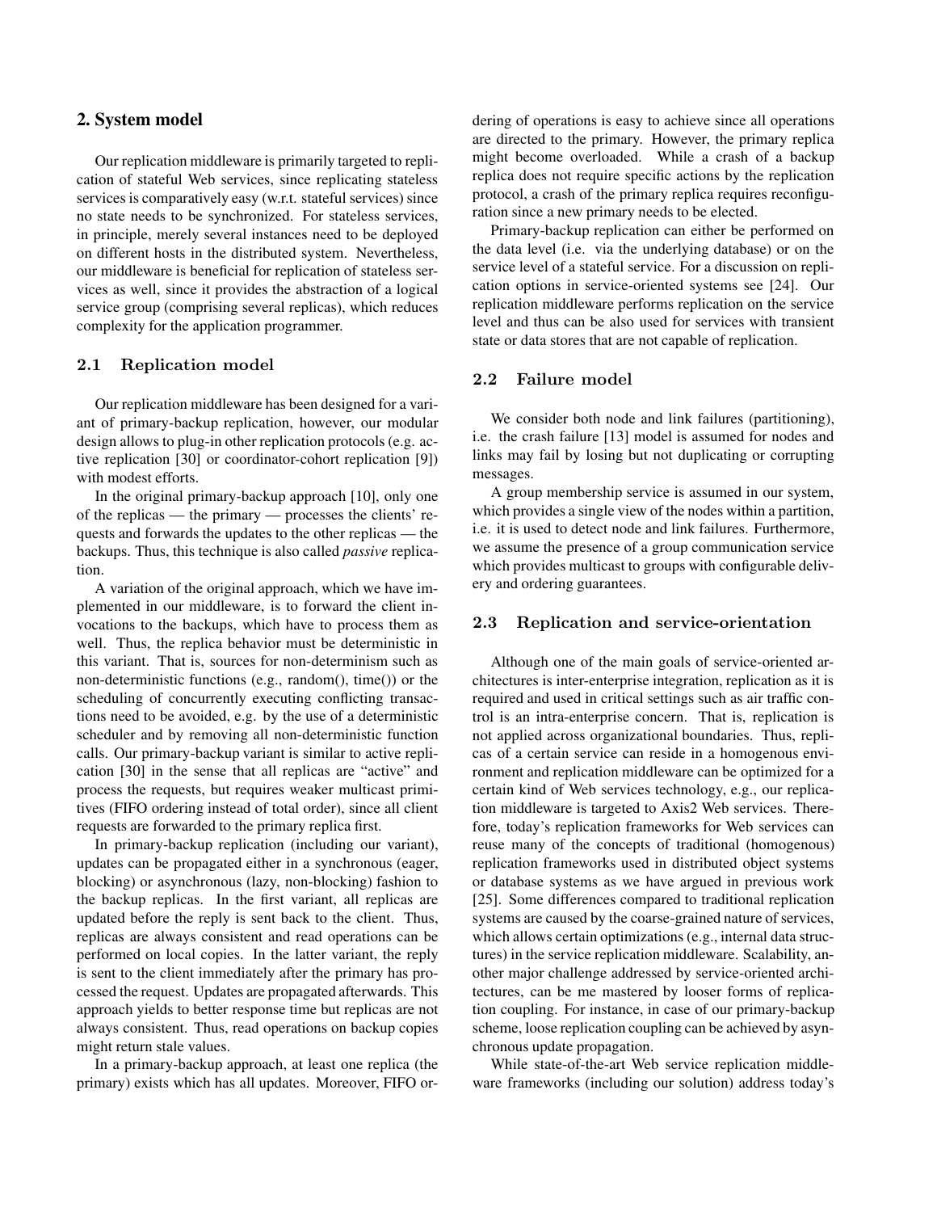## 2. System model

Our replication middleware is primarily targeted to replication of stateful Web services, since replicating stateless services is comparatively easy (w.r.t. stateful services) since no state needs to be synchronized. For stateless services, in principle, merely several instances need to be deployed on different hosts in the distributed system. Nevertheless, our middleware is beneficial for replication of stateless services as well, since it provides the abstraction of a logical service group (comprising several replicas), which reduces complexity for the application programmer.

### 2.1 Replication model

Our replication middleware has been designed for a variant of primary-backup replication, however, our modular design allows to plug-in other replication protocols (e.g. active replication [30] or coordinator-cohort replication [9]) with modest efforts.

In the original primary-backup approach [10], only one of the replicas — the primary — processes the clients' requests and forwards the updates to the other replicas — the backups. Thus, this technique is also called *passive* replication.

A variation of the original approach, which we have implemented in our middleware, is to forward the client invocations to the backups, which have to process them as well. Thus, the replica behavior must be deterministic in this variant. That is, sources for non-determinism such as non-deterministic functions (e.g., random(), time()) or the scheduling of concurrently executing conflicting transactions need to be avoided, e.g. by the use of a deterministic scheduler and by removing all non-deterministic function calls. Our primary-backup variant is similar to active replication [30] in the sense that all replicas are "active" and process the requests, but requires weaker multicast primitives (FIFO ordering instead of total order), since all client requests are forwarded to the primary replica first.

In primary-backup replication (including our variant), updates can be propagated either in a synchronous (eager, blocking) or asynchronous (lazy, non-blocking) fashion to the backup replicas. In the first variant, all replicas are updated before the reply is sent back to the client. Thus, replicas are always consistent and read operations can be performed on local copies. In the latter variant, the reply is sent to the client immediately after the primary has processed the request. Updates are propagated afterwards. This approach yields to better response time but replicas are not always consistent. Thus, read operations on backup copies might return stale values.

In a primary-backup approach, at least one replica (the primary) exists which has all updates. Moreover, FIFO ordering of operations is easy to achieve since all operations are directed to the primary. However, the primary replica might become overloaded. While a crash of a backup replica does not require specific actions by the replication protocol, a crash of the primary replica requires reconfiguration since a new primary needs to be elected.

Primary-backup replication can either be performed on the data level (i.e. via the underlying database) or on the service level of a stateful service. For a discussion on replication options in service-oriented systems see [24]. Our replication middleware performs replication on the service level and thus can be also used for services with transient state or data stores that are not capable of replication.

### 2.2 Failure model

We consider both node and link failures (partitioning), i.e. the crash failure [13] model is assumed for nodes and links may fail by losing but not duplicating or corrupting messages.

A group membership service is assumed in our system, which provides a single view of the nodes within a partition, i.e. it is used to detect node and link failures. Furthermore, we assume the presence of a group communication service which provides multicast to groups with configurable delivery and ordering guarantees.

### 2.3 Replication and service-orientation

Although one of the main goals of service-oriented architectures is inter-enterprise integration, replication as it is required and used in critical settings such as air traffic control is an intra-enterprise concern. That is, replication is not applied across organizational boundaries. Thus, replicas of a certain service can reside in a homogenous environment and replication middleware can be optimized for a certain kind of Web services technology, e.g., our replication middleware is targeted to Axis2 Web services. Therefore, today's replication frameworks for Web services can reuse many of the concepts of traditional (homogenous) replication frameworks used in distributed object systems or database systems as we have argued in previous work [25]. Some differences compared to traditional replication systems are caused by the coarse-grained nature of services, which allows certain optimizations (e.g., internal data structures) in the service replication middleware. Scalability, another major challenge addressed by service-oriented architectures, can be me mastered by looser forms of replication coupling. For instance, in case of our primary-backup scheme, loose replication coupling can be achieved by asynchronous update propagation.

While state-of-the-art Web service replication middleware frameworks (including our solution) address today's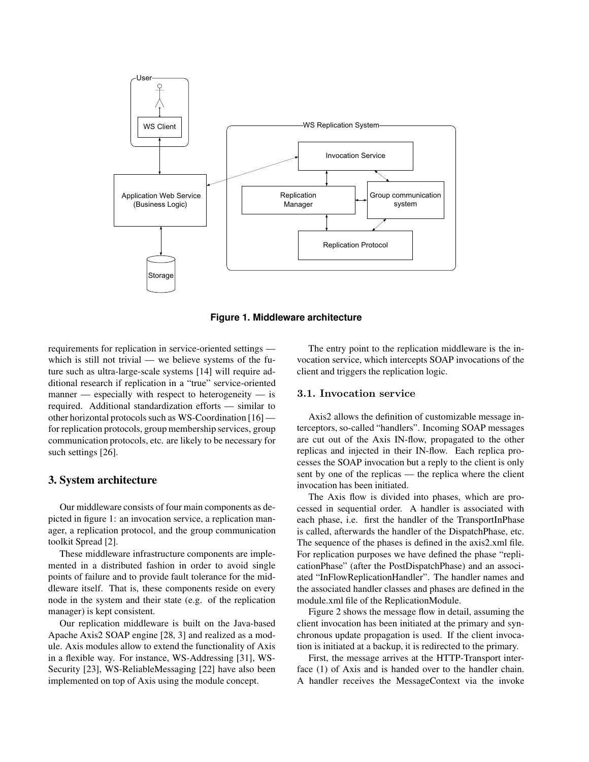Figure 1. Middleware architecture

requirements for replication in service-oriented settings — which is still not trivial — we believe systems of the future such as ultra-large-scale systems [14] will require additional research if replication in a "true" service-oriented manner — especially with respect to heterogeneity — is required. Additional standardization efforts — similar to other horizontal protocols such as WS-Coordination [16] — for replication protocols, group membership services, group communication protocols, etc. are likely to be necessary for such settings [26].

## 3. System architecture

Our middleware consists of four main components as depicted in figure 1: an invocation service, a replication manager, a replication protocol, and the group communication toolkit Spread [2].

These middleware infrastructure components are implemented in a distributed fashion in order to avoid single points of failure and to provide fault tolerance for the middleware itself. That is, these components reside on every node in the system and their state (e.g. of the replication manager) is kept consistent.

Our replication middleware is built on the Java-based Apache Axis2 SOAP engine [28, 3] and realized as a module. Axis modules allow to extend the functionality of Axis in a flexible way. For instance, WS-Addressing [31], WS-Security [23], WS-ReliableMessaging [22] have also been implemented on top of Axis using the module concept.

The entry point to the replication middleware is the invocation service, which intercepts SOAP invocations of the client and triggers the replication logic.

### 3.1. Invocation service

Axis2 allows the definition of customizable message interceptors, so-called "handlers". Incoming SOAP messages are cut out of the Axis IN-flow, propagated to the other replicas and injected in their IN-flow. Each replica processes the SOAP invocation but a reply to the client is only sent by one of the replicas — the replica where the client invocation has been initiated.

The Axis flow is divided into phases, which are processed in sequential order. A handler is associated with each phase, i.e. first the handler of the TransportInPhase is called, afterwards the handler of the DispatchPhase, etc. The sequence of the phases is defined in the axis2.xml file. For replication purposes we have defined the phase "replicationPhase" (after the PostDispatchPhase) and an associated "InFlowReplicationHandler". The handler names and the associated handler classes and phases are defined in the module.xml file of the ReplicationModule.

Figure 2 shows the message flow in detail, assuming the client invocation has been initiated at the primary and synchronous update propagation is used. If the client invocation is initiated at a backup, it is redirected to the primary.

First, the message arrives at the HTTP-Transport interface (1) of Axis and is handed over to the handler chain. A handler receives the MessageContext via the invoke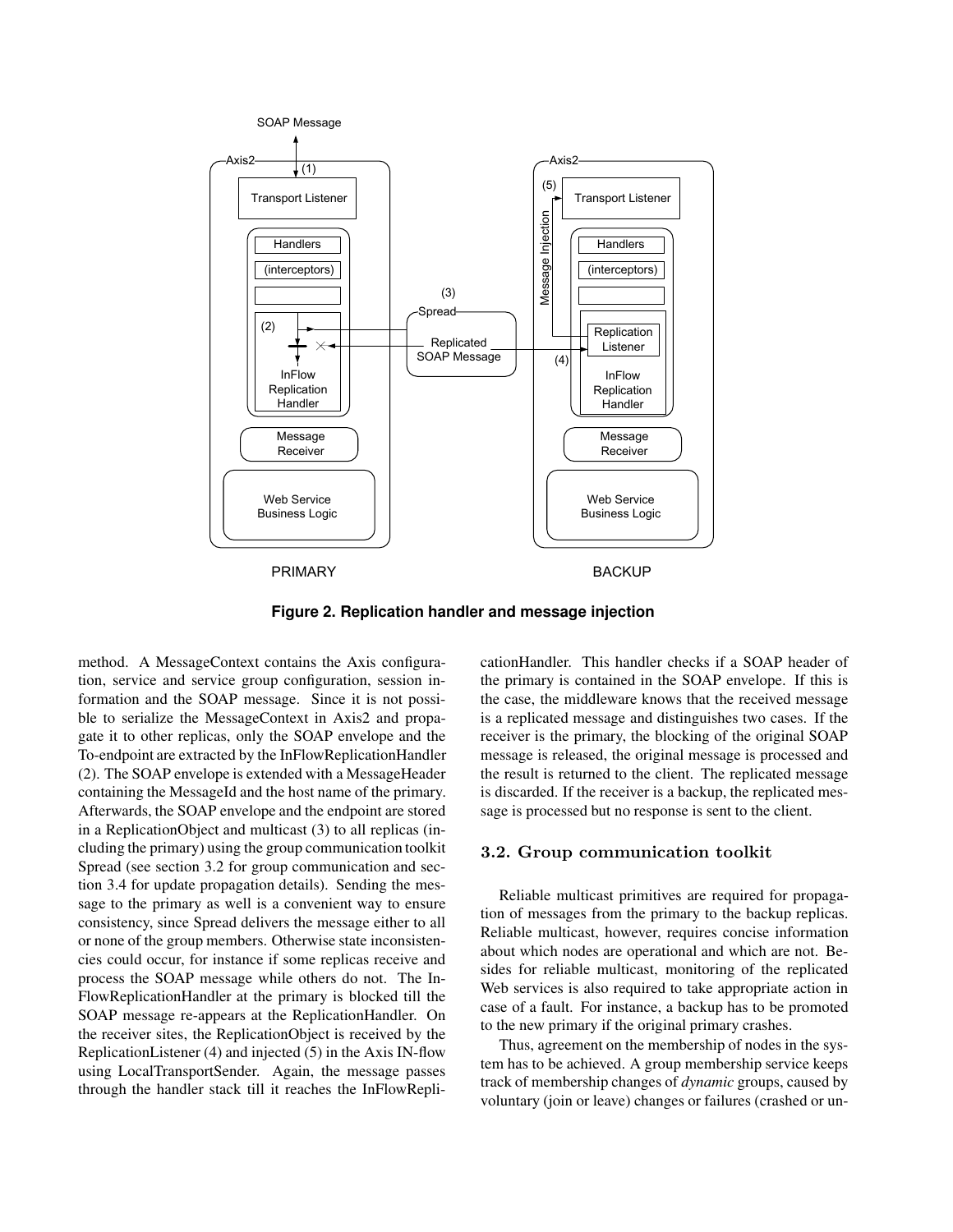**Figure 2. Replication handler and message injection**

method. A MessageContext contains the Axis configuration, service and service group configuration, session information and the SOAP message. Since it is not possible to serialize the MessageContext in Axis2 and propagate it to other replicas, only the SOAP envelope and the To-endpoint are extracted by the InFlowReplicationHandler (2). The SOAP envelope is extended with a MessageHeader containing the MessageId and the host name of the primary. Afterwards, the SOAP envelope and the endpoint are stored in a ReplicationObject and multicast (3) to all replicas (including the primary) using the group communication toolkit Spread (see section 3.2 for group communication and section 3.4 for update propagation details). Sending the message to the primary as well is a convenient way to ensure consistency, since Spread delivers the message either to all or none of the group members. Otherwise state inconsistencies could occur, for instance if some replicas receive and process the SOAP message while others do not. The InFlowReplicationHandler at the primary is blocked till the SOAP message re-appears at the ReplicationHandler. On the receiver sites, the ReplicationObject is received by the ReplicationListener (4) and injected (5) in the Axis IN-flow using LocalTransportSender. Again, the message passes through the handler stack till it reaches the InFlowReplicationHandler. This handler checks if a SOAP header of the primary is contained in the SOAP envelope. If this is the case, the middleware knows that the received message is a replicated message and distinguishes two cases. If the receiver is the primary, the blocking of the original SOAP message is released, the original message is processed and the result is returned to the client. The replicated message is discarded. If the receiver is a backup, the replicated message is processed but no response is sent to the client.

### 3.2. Group communication toolkit

Reliable multicast primitives are required for propagation of messages from the primary to the backup replicas. Reliable multicast, however, requires concise information about which nodes are operational and which are not. Besides for reliable multicast, monitoring of the replicated Web services is also required to take appropriate action in case of a fault. For instance, a backup has to be promoted to the new primary if the original primary crashes.

Thus, agreement on the membership of nodes in the system has to be achieved. A group membership service keeps track of membership changes of *dynamic* groups, caused by voluntary (join or leave) changes or failures (crashed or un-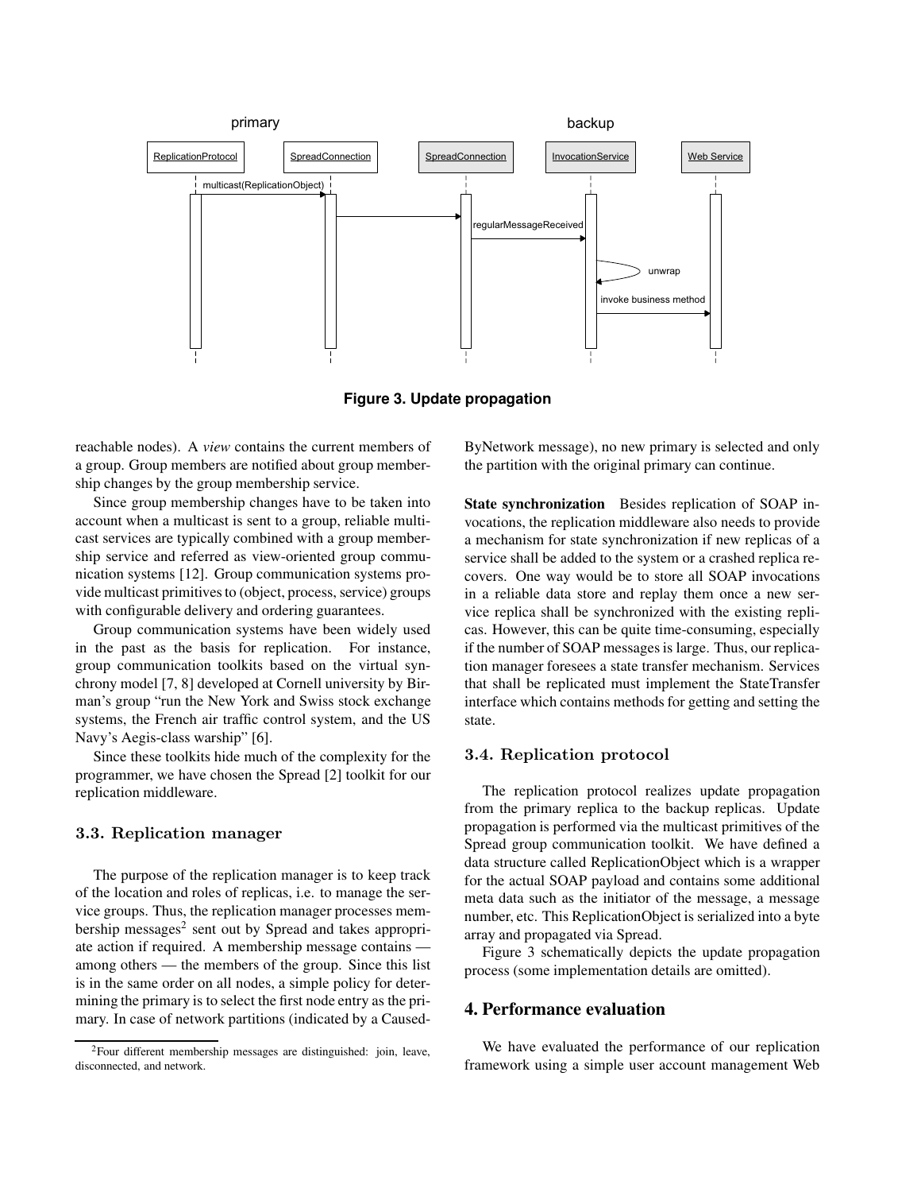**Figure 3. Update propagation**

reachable nodes). A *view* contains the current members of a group. Group members are notified about group membership changes by the group membership service.

Since group membership changes have to be taken into account when a multicast is sent to a group, reliable multicast services are typically combined with a group membership service and referred as view-oriented group communication systems [12]. Group communication systems provide multicast primitives to (object, process, service) groups with configurable delivery and ordering guarantees.

Group communication systems have been widely used in the past as the basis for replication. For instance, group communication toolkits based on the virtual synchrony model [7, 8] developed at Cornell university by Birman's group "run the New York and Swiss stock exchange systems, the French air traffic control system, and the US Navy's Aegis-class warship" [6].

Since these toolkits hide much of the complexity for the programmer, we have chosen the Spread [2] toolkit for our replication middleware.

### 3.3. Replication manager

The purpose of the replication manager is to keep track of the location and roles of replicas, i.e. to manage the service groups. Thus, the replication manager processes membership messages[2] sent out by Spread and takes appropriate action if required. A membership message contains — among others — the members of the group. Since this list is in the same order on all nodes, a simple policy for determining the primary is to select the first node entry as the primary. In case of network partitions (indicated by a CausedByNetwork message), no new primary is selected and only the partition with the original primary can continue.

[2]Four different membership messages are distinguished: join, leave, disconnected, and network.

**State synchronization** Besides replication of SOAP invocations, the replication middleware also needs to provide a mechanism for state synchronization if new replicas of a service shall be added to the system or a crashed replica recovers. One way would be to store all SOAP invocations in a reliable data store and replay them once a new service replica shall be synchronized with the existing replicas. However, this can be quite time-consuming, especially if the number of SOAP messages is large. Thus, our replication manager foresees a state transfer mechanism. Services that shall be replicated must implement the StateTransfer interface which contains methods for getting and setting the state.

### 3.4. Replication protocol

The replication protocol realizes update propagation from the primary replica to the backup replicas. Update propagation is performed via the multicast primitives of the Spread group communication toolkit. We have defined a data structure called ReplicationObject which is a wrapper for the actual SOAP payload and contains some additional meta data such as the initiator of the message, a message number, etc. This ReplicationObject is serialized into a byte array and propagated via Spread.

Figure 3 schematically depicts the update propagation process (some implementation details are omitted).

## 4. Performance evaluation

We have evaluated the performance of our replication framework using a simple user account management Web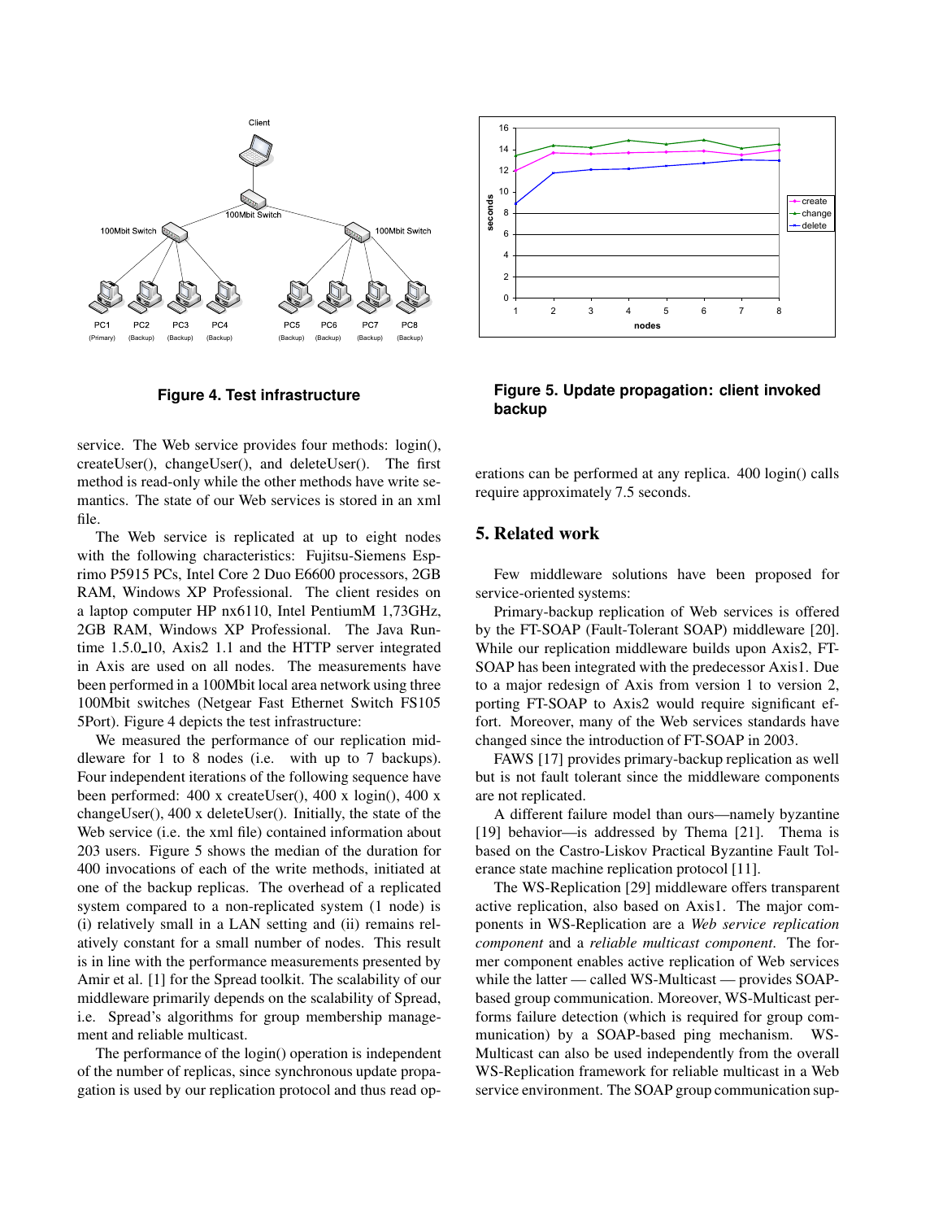**Figure 4. Test infrastructure**

**Figure 5. Update propagation: client invoked backup**

service. The Web service provides four methods: login(), createUser(), changeUser(), and deleteUser(). The first method is read-only while the other methods have write semantics. The state of our Web services is stored in an xml file.

The Web service is replicated at up to eight nodes with the following characteristics: Fujitsu-Siemens Esprimo P5915 PCs, Intel Core 2 Duo E6600 processors, 2GB RAM, Windows XP Professional. The client resides on a laptop computer HP nx6110, Intel PentiumM 1,73GHz, 2GB RAM, Windows XP Professional. The Java Runtime 1.5.0_10, Axis2 1.1 and the HTTP server integrated in Axis are used on all nodes. The measurements have been performed in a 100Mbit local area network using three 100Mbit switches (Netgear Fast Ethernet Switch FS105 5Port). Figure 4 depicts the test infrastructure:

We measured the performance of our replication middleware for 1 to 8 nodes (i.e. with up to 7 backups). Four independent iterations of the following sequence have been performed: 400 x createUser(), 400 x login(), 400 x changeUser(), 400 x deleteUser(). Initially, the state of the Web service (i.e. the xml file) contained information about 203 users. Figure 5 shows the median of the duration for 400 invocations of each of the write methods, initiated at one of the backup replicas. The overhead of a replicated system compared to a non-replicated system (1 node) is (i) relatively small in a LAN setting and (ii) remains relatively constant for a small number of nodes. This result is in line with the performance measurements presented by Amir et al. [1] for the Spread toolkit. The scalability of our middleware primarily depends on the scalability of Spread, i.e. Spread's algorithms for group membership management and reliable multicast.

The performance of the login() operation is independent of the number of replicas, since synchronous update propagation is used by our replication protocol and thus read operations can be performed at any replica. 400 login() calls require approximately 7.5 seconds.

## 5. Related work

Few middleware solutions have been proposed for service-oriented systems:

Primary-backup replication of Web services is offered by the FT-SOAP (Fault-Tolerant SOAP) middleware [20]. While our replication middleware builds upon Axis2, FT-SOAP has been integrated with the predecessor Axis1. Due to a major redesign of Axis from version 1 to version 2, porting FT-SOAP to Axis2 would require significant effort. Moreover, many of the Web services standards have changed since the introduction of FT-SOAP in 2003.

FAWS [17] provides primary-backup replication as well but is not fault tolerant since the middleware components are not replicated.

A different failure model than ours—namely byzantine [19] behavior—is addressed by Thema [21]. Thema is based on the Castro-Liskov Practical Byzantine Fault Tolerance state machine replication protocol [11].

The WS-Replication [29] middleware offers transparent active replication, also based on Axis1. The major components in WS-Replication are a *Web service replication component* and a *reliable multicast component*. The former component enables active replication of Web services while the latter — called WS-Multicast — provides SOAP-based group communication. Moreover, WS-Multicast performs failure detection (which is required for group communication) by a SOAP-based ping mechanism. WS-Multicast can also be used independently from the overall WS-Replication framework for reliable multicast in a Web service environment. The SOAP group communication sup-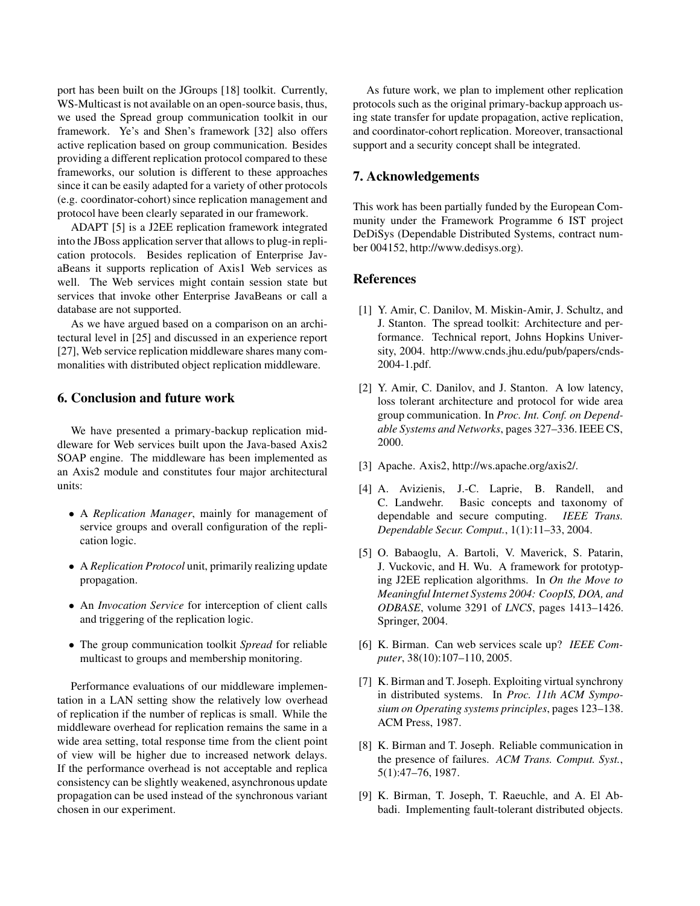port has been built on the JGroups [18] toolkit. Currently, WS-Multicast is not available on an open-source basis, thus, we used the Spread group communication toolkit in our framework. Ye's and Shen's framework [32] also offers active replication based on group communication. Besides providing a different replication protocol compared to these frameworks, our solution is different to these approaches since it can be easily adapted for a variety of other protocols (e.g. coordinator-cohort) since replication management and protocol have been clearly separated in our framework.

ADAPT [5] is a J2EE replication framework integrated into the JBoss application server that allows to plug-in replication protocols. Besides replication of Enterprise JavaBeans it supports replication of Axis1 Web services as well. The Web services might contain session state but services that invoke other Enterprise JavaBeans or call a database are not supported.

As we have argued based on a comparison on an architectural level in [25] and discussed in an experience report [27], Web service replication middleware shares many commonalities with distributed object replication middleware.

## 6. Conclusion and future work

We have presented a primary-backup replication middleware for Web services built upon the Java-based Axis2 SOAP engine. The middleware has been implemented as an Axis2 module and constitutes four major architectural units:

- A *Replication Manager*, mainly for management of service groups and overall configuration of the replication logic.
- A *Replication Protocol* unit, primarily realizing update propagation.
- An *Invocation Service* for interception of client calls and triggering of the replication logic.
- The group communication toolkit *Spread* for reliable multicast to groups and membership monitoring.

Performance evaluations of our middleware implementation in a LAN setting show the relatively low overhead of replication if the number of replicas is small. While the middleware overhead for replication remains the same in a wide area setting, total response time from the client point of view will be higher due to increased network delays. If the performance overhead is not acceptable and replica consistency can be slightly weakened, asynchronous update propagation can be used instead of the synchronous variant chosen in our experiment.

As future work, we plan to implement other replication protocols such as the original primary-backup approach using state transfer for update propagation, active replication, and coordinator-cohort replication. Moreover, transactional support and a security concept shall be integrated.

## 7. Acknowledgements

This work has been partially funded by the European Community under the Framework Programme 6 IST project DeDiSys (Dependable Distributed Systems, contract number 004152, http://www.dedisys.org).

## References

[1] Y. Amir, C. Danilov, M. Miskin-Amir, J. Schultz, and J. Stanton. The spread toolkit: Architecture and performance. Technical report, Johns Hopkins University, 2004. http://www.cnds.jhu.edu/pub/papers/cnds-2004-1.pdf.

[2] Y. Amir, C. Danilov, and J. Stanton. A low latency, loss tolerant architecture and protocol for wide area group communication. In *Proc. Int. Conf. on Dependable Systems and Networks*, pages 327–336. IEEE CS, 2000.

[3] Apache. Axis2, http://ws.apache.org/axis2/.

[4] A. Avizienis, J.-C. Laprie, B. Randell, and C. Landwehr. Basic concepts and taxonomy of dependable and secure computing. *IEEE Trans. Dependable Secur. Comput.*, 1(1):11–33, 2004.

[5] O. Babaoglu, A. Bartoli, V. Maverick, S. Patarin, J. Vuckovic, and H. Wu. A framework for prototyping J2EE replication algorithms. In *On the Move to Meaningful Internet Systems 2004: CoopIS, DOA, and ODBASE*, volume 3291 of *LNCS*, pages 1413–1426. Springer, 2004.

[6] K. Birman. Can web services scale up? *IEEE Computer*, 38(10):107–110, 2005.

[7] K. Birman and T. Joseph. Exploiting virtual synchrony in distributed systems. In *Proc. 11th ACM Symposium on Operating systems principles*, pages 123–138. ACM Press, 1987.

[8] K. Birman and T. Joseph. Reliable communication in the presence of failures. *ACM Trans. Comput. Syst.*, 5(1):47–76, 1987.

[9] K. Birman, T. Joseph, T. Raeuchle, and A. El Abbadi. Implementing fault-tolerant distributed objects.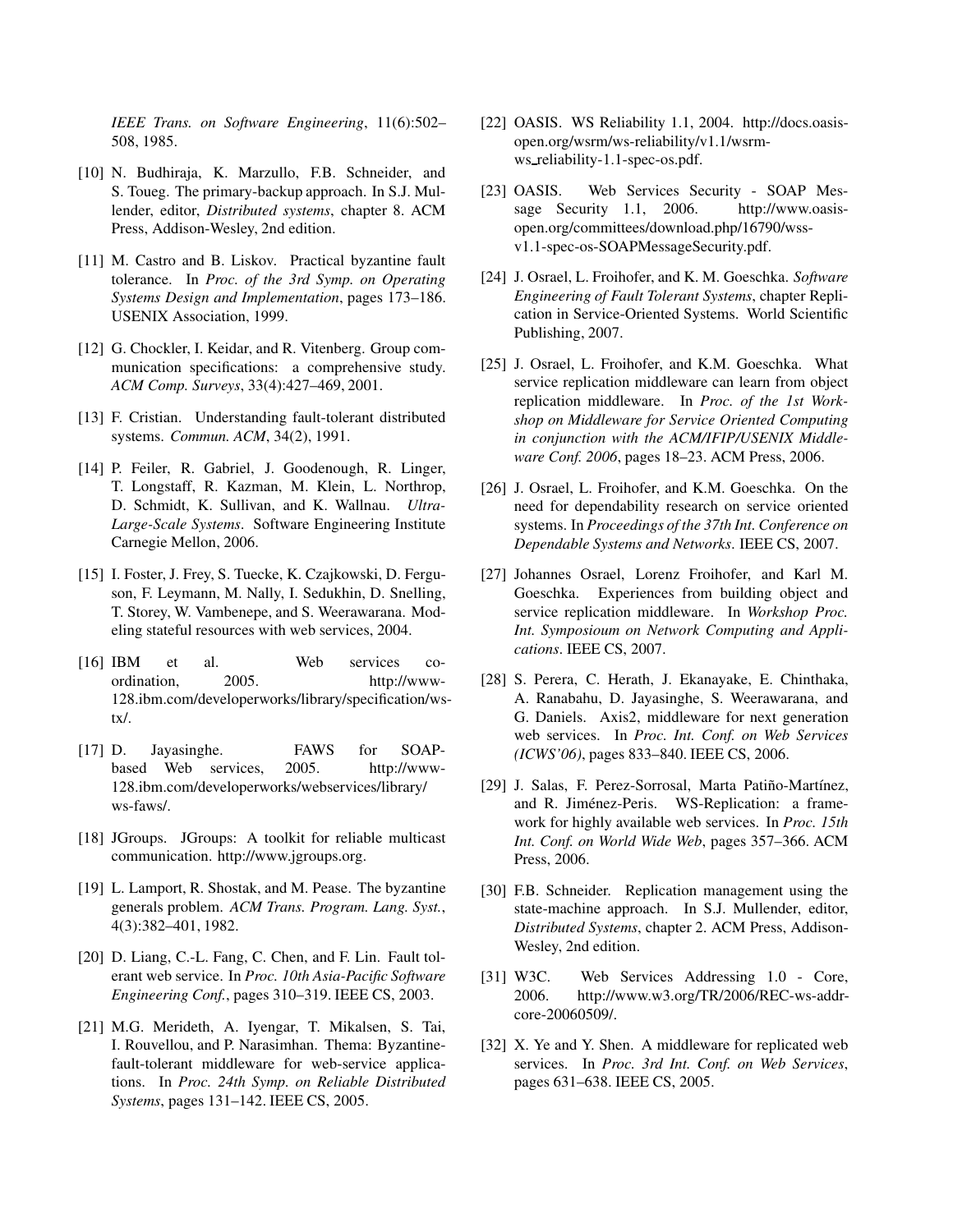*IEEE Trans. on Software Engineering*, 11(6):502–508, 1985.

[10] N. Budhiraja, K. Marzullo, F.B. Schneider, and S. Toueg. The primary-backup approach. In S.J. Mullender, editor, *Distributed systems*, chapter 8. ACM Press, Addison-Wesley, 2nd edition.

[11] M. Castro and B. Liskov. Practical byzantine fault tolerance. In *Proc. of the 3rd Symp. on Operating Systems Design and Implementation*, pages 173–186. USENIX Association, 1999.

[12] G. Chockler, I. Keidar, and R. Vitenberg. Group communication specifications: a comprehensive study. *ACM Comp. Surveys*, 33(4):427–469, 2001.

[13] F. Cristian. Understanding fault-tolerant distributed systems. *Commun. ACM*, 34(2), 1991.

[14] P. Feiler, R. Gabriel, J. Goodenough, R. Linger, T. Longstaff, R. Kazman, M. Klein, L. Northrop, D. Schmidt, K. Sullivan, and K. Wallnau. *Ultra-Large-Scale Systems*. Software Engineering Institute Carnegie Mellon, 2006.

[15] I. Foster, J. Frey, S. Tuecke, K. Czajkowski, D. Ferguson, F. Leymann, M. Nally, I. Sedukhin, D. Snelling, T. Storey, W. Vambenepe, and S. Weerawarana. Modeling stateful resources with web services, 2004.

[16] IBM et al. Web services coordination, 2005. http://www-128.ibm.com/developerworks/library/specification/ws-tx/.

[17] D. Jayasinghe. FAWS for SOAP-based Web services, 2005. http://www-128.ibm.com/developerworks/webservices/library/ws-faws/.

[18] JGroups. JGroups: A toolkit for reliable multicast communication. http://www.jgroups.org.

[19] L. Lamport, R. Shostak, and M. Pease. The byzantine generals problem. *ACM Trans. Program. Lang. Syst.*, 4(3):382–401, 1982.

[20] D. Liang, C.-L. Fang, C. Chen, and F. Lin. Fault tolerant web service. In *Proc. 10th Asia-Pacific Software Engineering Conf.*, pages 310–319. IEEE CS, 2003.

[21] M.G. Merideth, A. Iyengar, T. Mikalsen, S. Tai, I. Rouvellou, and P. Narasimhan. Thema: Byzantine-fault-tolerant middleware for web-service applications. In *Proc. 24th Symp. on Reliable Distributed Systems*, pages 131–142. IEEE CS, 2005.

[22] OASIS. WS Reliability 1.1, 2004. http://docs.oasis-open.org/wsrm/ws-reliability/v1.1/wsrm-ws_reliability-1.1-spec-os.pdf.

[23] OASIS. Web Services Security - SOAP Message Security 1.1, 2006. http://www.oasis-open.org/committees/download.php/16790/wss-v1.1-spec-os-SOAPMessageSecurity.pdf.

[24] J. Osrael, L. Froihofer, and K. M. Goeschka. *Software Engineering of Fault Tolerant Systems*, chapter Replication in Service-Oriented Systems. World Scientific Publishing, 2007.

[25] J. Osrael, L. Froihofer, and K.M. Goeschka. What service replication middleware can learn from object replication middleware. In *Proc. of the 1st Workshop on Middleware for Service Oriented Computing in conjunction with the ACM/IFIP/USENIX Middleware Conf. 2006*, pages 18–23. ACM Press, 2006.

[26] J. Osrael, L. Froihofer, and K.M. Goeschka. On the need for dependability research on service oriented systems. In *Proceedings of the 37th Int. Conference on Dependable Systems and Networks*. IEEE CS, 2007.

[27] Johannes Osrael, Lorenz Froihofer, and Karl M. Goeschka. Experiences from building object and service replication middleware. In *Workshop Proc. Int. Symposioum on Network Computing and Applications*. IEEE CS, 2007.

[28] S. Perera, C. Herath, J. Ekanayake, E. Chinthaka, A. Ranabahu, D. Jayasinghe, S. Weerawarana, and G. Daniels. Axis2, middleware for next generation web services. In *Proc. Int. Conf. on Web Services (ICWS'06)*, pages 833–840. IEEE CS, 2006.

[29] J. Salas, F. Perez-Sorrosal, Marta Patiño-Martínez, and R. Jiménez-Peris. WS-Replication: a framework for highly available web services. In *Proc. 15th Int. Conf. on World Wide Web*, pages 357–366. ACM Press, 2006.

[30] F.B. Schneider. Replication management using the state-machine approach. In S.J. Mullender, editor, *Distributed Systems*, chapter 2. ACM Press, Addison-Wesley, 2nd edition.

[31] W3C. Web Services Addressing 1.0 - Core, 2006. http://www.w3.org/TR/2006/REC-ws-addr-core-20060509/.

[32] X. Ye and Y. Shen. A middleware for replicated web services. In *Proc. 3rd Int. Conf. on Web Services*, pages 631–638. IEEE CS, 2005.